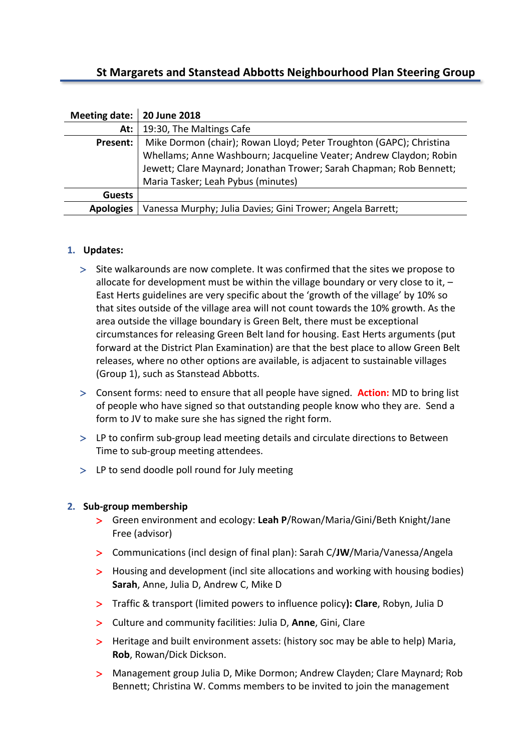## St Margarets and Stanstead Abbotts Neighbourhood Plan Steering Group

| Meeting date: | 20 June 2018 |
|---|---|
| At: | 19:30, The Maltings Cafe |
| Present: | Mike Dormon (chair); Rowan Lloyd; Peter Troughton (GAPC); Christina Whellams; Anne Washbourn; Jacqueline Veater; Andrew Claydon; Robin Jewett; Clare Maynard; Jonathan Trower; Sarah Chapman; Rob Bennett; Maria Tasker; Leah Pybus (minutes) |
| Guests | |
| Apologies | Vanessa Murphy; Julia Davies; Gini Trower; Angela Barrett; |

1. **Updates:**

   - Site walkarounds are now complete. It was confirmed that the sites we propose to allocate for development must be within the village boundary or very close to it, – East Herts guidelines are very specific about the 'growth of the village' by 10% so that sites outside of the village area will not count towards the 10% growth. As the area outside the village boundary is Green Belt, there must be exceptional circumstances for releasing Green Belt land for housing. East Herts arguments (put forward at the District Plan Examination) are that the best place to allow Green Belt releases, where no other options are available, is adjacent to sustainable villages (Group 1), such as Stanstead Abbotts.
   - Consent forms: need to ensure that all people have signed. **Action:** MD to bring list of people who have signed so that outstanding people know who they are. Send a form to JV to make sure she has signed the right form.
   - LP to confirm sub-group lead meeting details and circulate directions to Between Time to sub-group meeting attendees.
   - LP to send doodle poll round for July meeting

2. **Sub-group membership**
   - Green environment and ecology: **Leah P**/Rowan/Maria/Gini/Beth Knight/Jane Free (advisor)
   - Communications (incl design of final plan): Sarah C/**JW**/Maria/Vanessa/Angela
   - Housing and development (incl site allocations and working with housing bodies) **Sarah**, Anne, Julia D, Andrew C, Mike D
   - Traffic & transport (limited powers to influence policy**): Clare**, Robyn, Julia D
   - Culture and community facilities: Julia D, **Anne**, Gini, Clare
   - Heritage and built environment assets: (history soc may be able to help) Maria, **Rob**, Rowan/Dick Dickson.
   - Management group Julia D, Mike Dormon; Andrew Clayden; Clare Maynard; Rob Bennett; Christina W. Comms members to be invited to join the management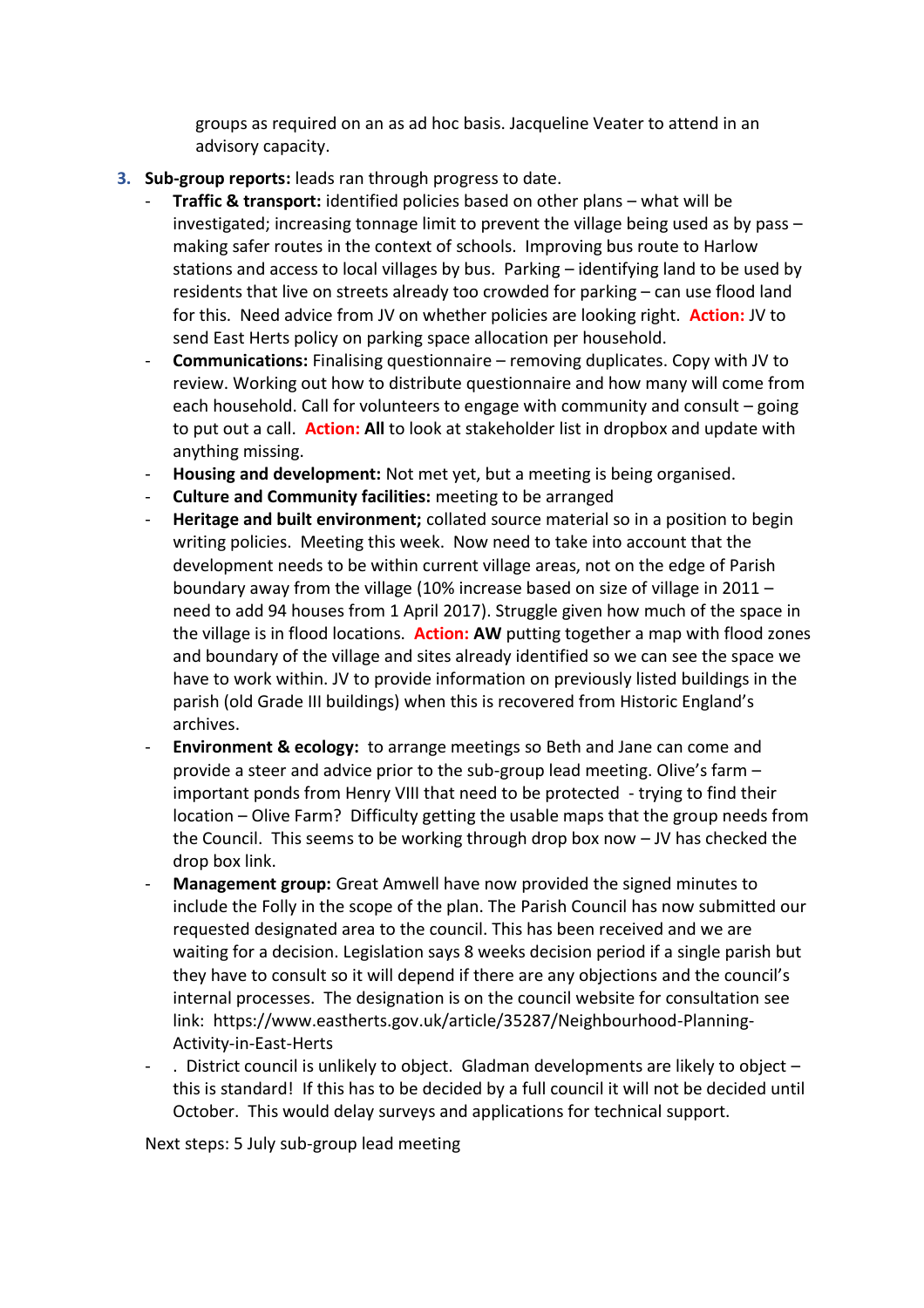groups as required on an as ad hoc basis. Jacqueline Veater to attend in an advisory capacity.

3. **Sub-group reports:** leads ran through progress to date.
   - **Traffic & transport:** identified policies based on other plans – what will be investigated; increasing tonnage limit to prevent the village being used as by pass – making safer routes in the context of schools. Improving bus route to Harlow stations and access to local villages by bus. Parking – identifying land to be used by residents that live on streets already too crowded for parking – can use flood land for this. Need advice from JV on whether policies are looking right. **Action:** JV to send East Herts policy on parking space allocation per household.
   - **Communications:** Finalising questionnaire – removing duplicates. Copy with JV to review. Working out how to distribute questionnaire and how many will come from each household. Call for volunteers to engage with community and consult – going to put out a call. **Action: All** to look at stakeholder list in dropbox and update with anything missing.
   - **Housing and development:** Not met yet, but a meeting is being organised.
   - **Culture and Community facilities:** meeting to be arranged
   - **Heritage and built environment;** collated source material so in a position to begin writing policies. Meeting this week. Now need to take into account that the development needs to be within current village areas, not on the edge of Parish boundary away from the village (10% increase based on size of village in 2011 – need to add 94 houses from 1 April 2017). Struggle given how much of the space in the village is in flood locations. **Action: AW** putting together a map with flood zones and boundary of the village and sites already identified so we can see the space we have to work within. JV to provide information on previously listed buildings in the parish (old Grade III buildings) when this is recovered from Historic England's archives.
   - **Environment & ecology:** to arrange meetings so Beth and Jane can come and provide a steer and advice prior to the sub-group lead meeting. Olive's farm – important ponds from Henry VIII that need to be protected - trying to find their location – Olive Farm? Difficulty getting the usable maps that the group needs from the Council. This seems to be working through drop box now – JV has checked the drop box link.
   - **Management group:** Great Amwell have now provided the signed minutes to include the Folly in the scope of the plan. The Parish Council has now submitted our requested designated area to the council. This has been received and we are waiting for a decision. Legislation says 8 weeks decision period if a single parish but they have to consult so it will depend if there are any objections and the council's internal processes. The designation is on the council website for consultation see link: https://www.eastherts.gov.uk/article/35287/Neighbourhood-Planning-Activity-in-East-Herts
   - . District council is unlikely to object. Gladman developments are likely to object – this is standard! If this has to be decided by a full council it will not be decided until October. This would delay surveys and applications for technical support.

   Next steps: 5 July sub-group lead meeting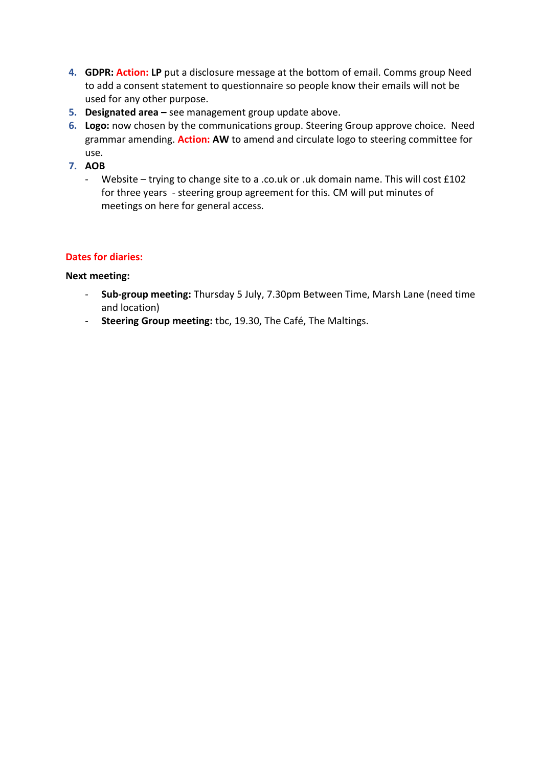4. **GDPR: Action: LP** put a disclosure message at the bottom of email. Comms group Need to add a consent statement to questionnaire so people know their emails will not be used for any other purpose.
5. **Designated area –** see management group update above.
6. **Logo:** now chosen by the communications group. Steering Group approve choice. Need grammar amending. **Action: AW** to amend and circulate logo to steering committee for use.
7. **AOB**
   - Website – trying to change site to a .co.uk or .uk domain name. This will cost £102 for three years - steering group agreement for this. CM will put minutes of meetings on here for general access.

**Dates for diaries:**

**Next meeting:**

- **Sub-group meeting:** Thursday 5 July, 7.30pm Between Time, Marsh Lane (need time and location)
- **Steering Group meeting:** tbc, 19.30, The Café, The Maltings.